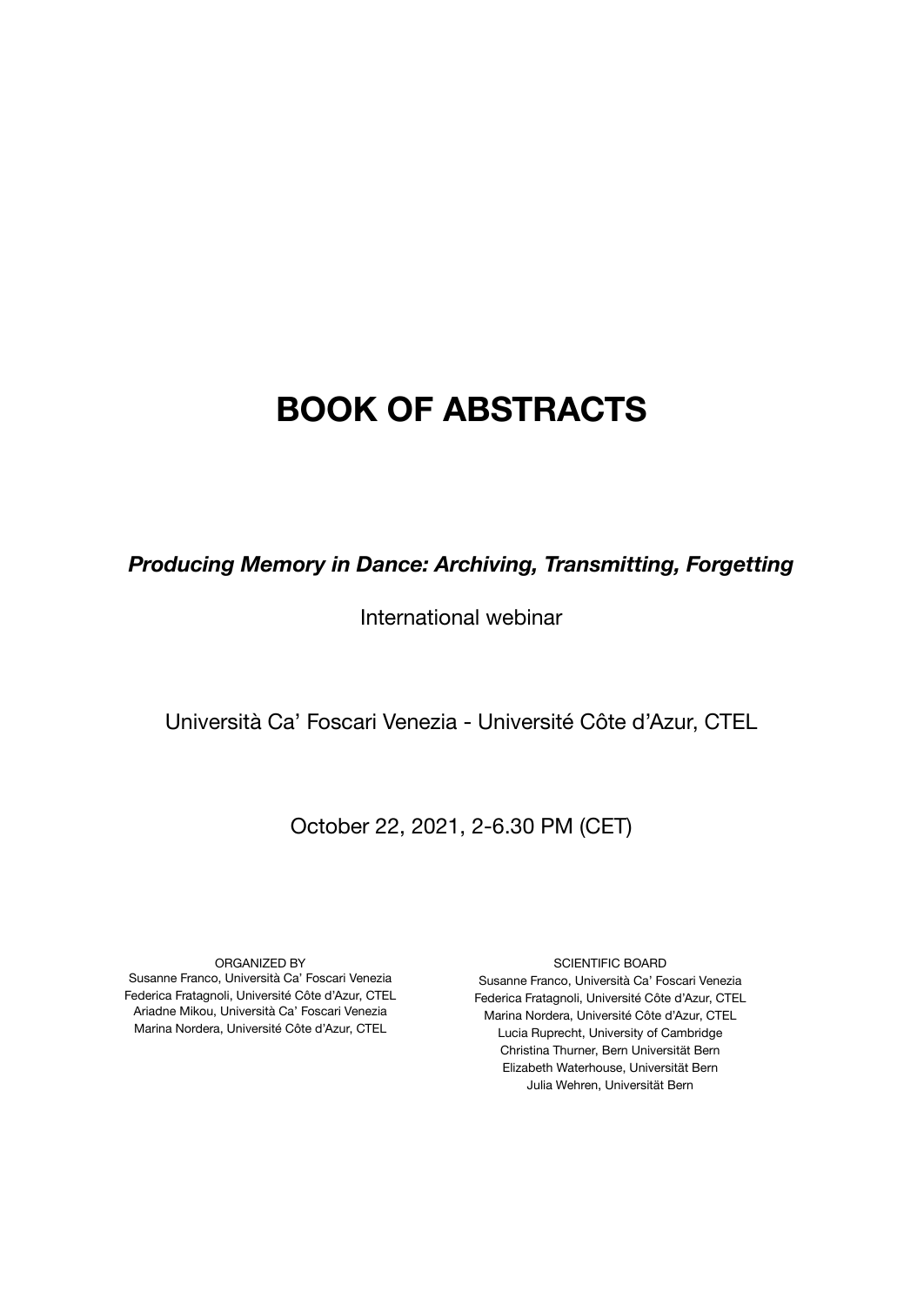# BOOK OF ABSTRACTS

***Producing Memory in Dance: Archiving, Transmitting, Forgetting***

International webinar

Università Ca' Foscari Venezia - Université Côte d'Azur, CTEL

October 22, 2021, 2-6.30 PM (CET)

ORGANIZED BY
Susanne Franco, Università Ca' Foscari Venezia
Federica Fratagnoli, Université Côte d'Azur, CTEL
Ariadne Mikou, Università Ca' Foscari Venezia
Marina Nordera, Université Côte d'Azur, CTEL

SCIENTIFIC BOARD
Susanne Franco, Università Ca' Foscari Venezia
Federica Fratagnoli, Université Côte d'Azur, CTEL
Marina Nordera, Université Côte d'Azur, CTEL
Lucia Ruprecht, University of Cambridge
Christina Thurner, Bern Universität Bern
Elizabeth Waterhouse, Universität Bern
Julia Wehren, Universität Bern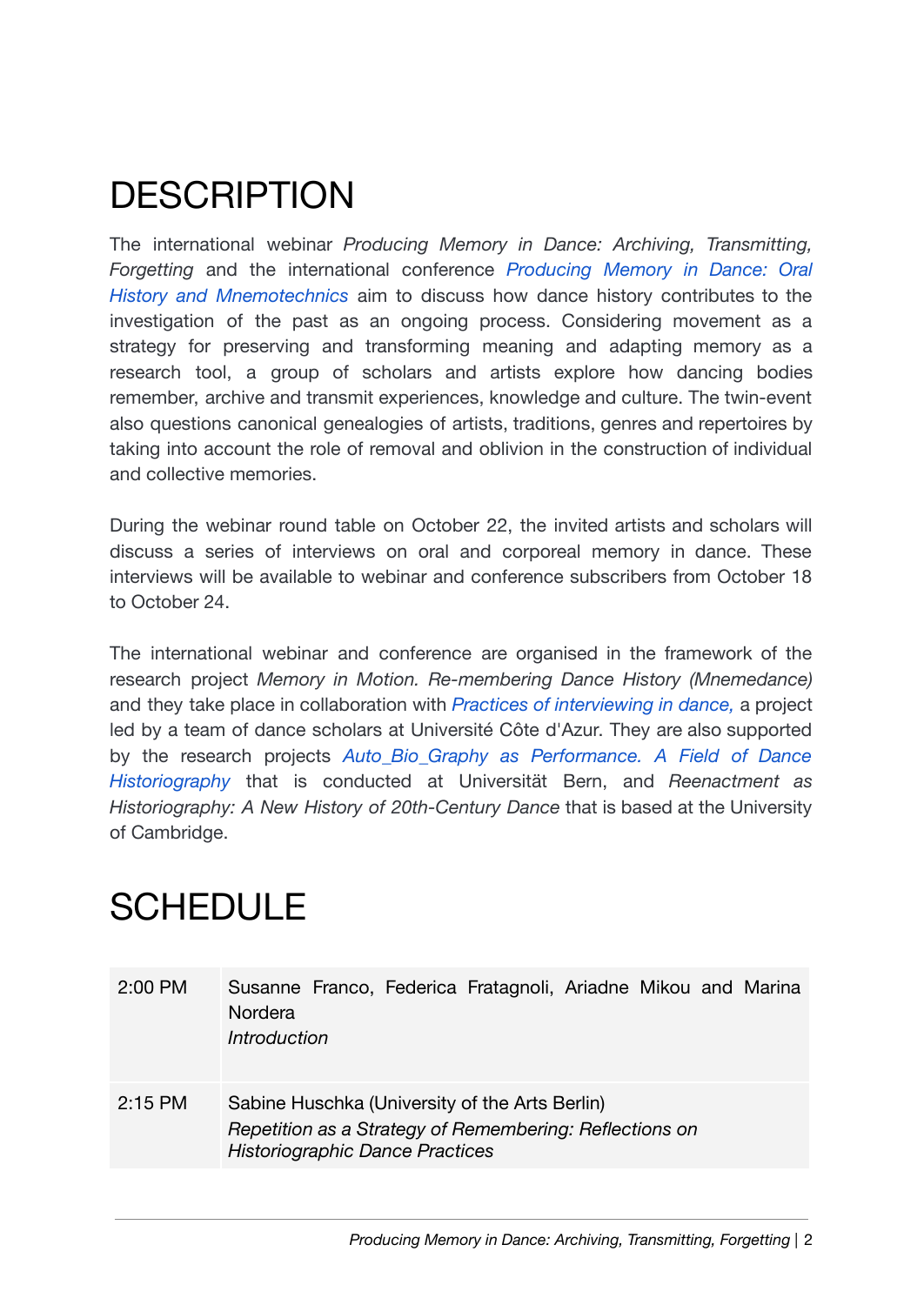# DESCRIPTION

The international webinar *Producing Memory in Dance: Archiving, Transmitting, Forgetting* and the international conference *Producing Memory in Dance: Oral History and Mnemotechnics* aim to discuss how dance history contributes to the investigation of the past as an ongoing process. Considering movement as a strategy for preserving and transforming meaning and adapting memory as a research tool, a group of scholars and artists explore how dancing bodies remember, archive and transmit experiences, knowledge and culture. The twin-event also questions canonical genealogies of artists, traditions, genres and repertoires by taking into account the role of removal and oblivion in the construction of individual and collective memories.

During the webinar round table on October 22, the invited artists and scholars will discuss a series of interviews on oral and corporeal memory in dance. These interviews will be available to webinar and conference subscribers from October 18 to October 24.

The international webinar and conference are organised in the framework of the research project *Memory in Motion. Re-membering Dance History (Mnemedance)* and they take place in collaboration with *Practices of interviewing in dance,* a project led by a team of dance scholars at Université Côte d'Azur. They are also supported by the research projects *Auto_Bio_Graphy as Performance. A Field of Dance Historiography* that is conducted at Universität Bern, and *Reenactment as Historiography: A New History of 20th-Century Dance* that is based at the University of Cambridge.

# SCHEDULE

| | |
|---|---|
| 2:00 PM | Susanne Franco, Federica Fratagnoli, Ariadne Mikou and Marina Nordera<br>*Introduction* |
| 2:15 PM | Sabine Huschka (University of the Arts Berlin)<br>*Repetition as a Strategy of Remembering: Reflections on Historiographic Dance Practices* |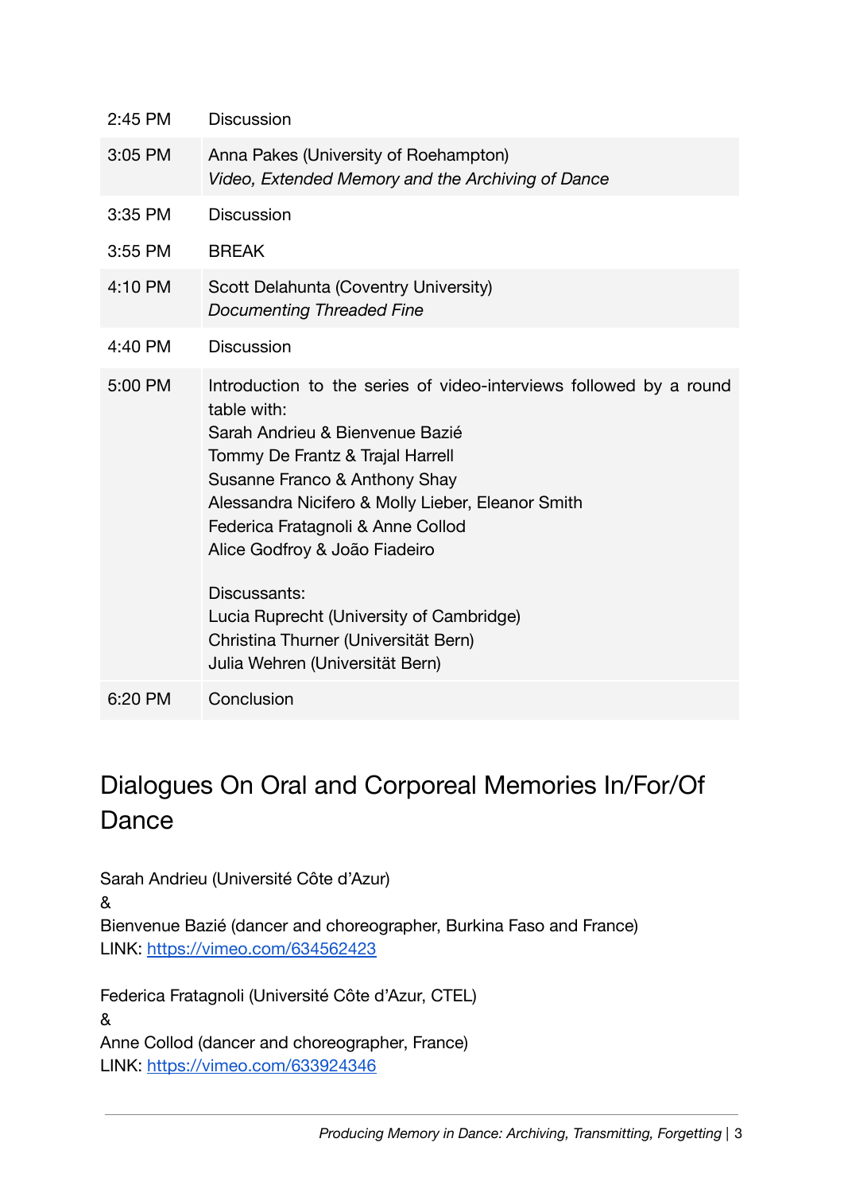| | |
|---|---|
| 2:45 PM | Discussion |
| 3:05 PM | Anna Pakes (University of Roehampton)<br>*Video, Extended Memory and the Archiving of Dance* |
| 3:35 PM | Discussion |
| 3:55 PM | BREAK |
| 4:10 PM | Scott Delahunta (Coventry University)<br>*Documenting Threaded Fine* |
| 4:40 PM | Discussion |
| 5:00 PM | Introduction to the series of video-interviews followed by a round table with:<br>Sarah Andrieu & Bienvenue Bazié<br>Tommy De Frantz & Trajal Harrell<br>Susanne Franco & Anthony Shay<br>Alessandra Nicifero & Molly Lieber, Eleanor Smith<br>Federica Fratagnoli & Anne Collod<br>Alice Godfroy & João Fiadeiro<br><br>Discussants:<br>Lucia Ruprecht (University of Cambridge)<br>Christina Thurner (Universität Bern)<br>Julia Wehren (Universität Bern) |
| 6:20 PM | Conclusion |

## Dialogues On Oral and Corporeal Memories In/For/Of Dance

Sarah Andrieu (Université Côte d'Azur)
&
Bienvenue Bazié (dancer and choreographer, Burkina Faso and France)
LINK: https://vimeo.com/634562423

Federica Fratagnoli (Université Côte d'Azur, CTEL)
&
Anne Collod (dancer and choreographer, France)
LINK: https://vimeo.com/633924346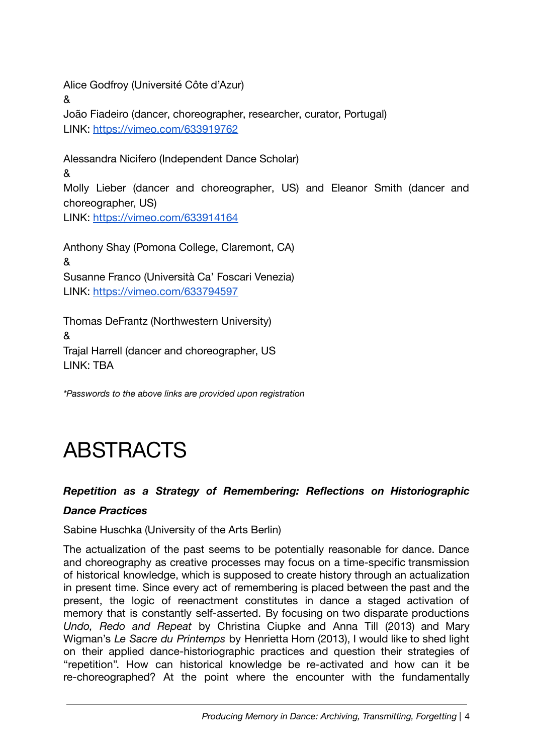Alice Godfroy (Université Côte d'Azur)
&
João Fiadeiro (dancer, choreographer, researcher, curator, Portugal)
LINK: https://vimeo.com/633919762

Alessandra Nicifero (Independent Dance Scholar)
&
Molly Lieber (dancer and choreographer, US) and Eleanor Smith (dancer and choreographer, US)
LINK: https://vimeo.com/633914164

Anthony Shay (Pomona College, Claremont, CA)
&
Susanne Franco (Università Ca' Foscari Venezia)
LINK: https://vimeo.com/633794597

Thomas DeFrantz (Northwestern University)
&
Trajal Harrell (dancer and choreographer, US
LINK: TBA

*\*Passwords to the above links are provided upon registration*

# ABSTRACTS

***Repetition as a Strategy of Remembering: Reflections on Historiographic Dance Practices***

Sabine Huschka (University of the Arts Berlin)

The actualization of the past seems to be potentially reasonable for dance. Dance and choreography as creative processes may focus on a time-specific transmission of historical knowledge, which is supposed to create history through an actualization in present time. Since every act of remembering is placed between the past and the present, the logic of reenactment constitutes in dance a staged activation of memory that is constantly self-asserted. By focusing on two disparate productions *Undo, Redo and Repeat* by Christina Ciupke and Anna Till (2013) and Mary Wigman's *Le Sacre du Printemps* by Henrietta Horn (2013), I would like to shed light on their applied dance-historiographic practices and question their strategies of "repetition". How can historical knowledge be re-activated and how can it be re-choreographed? At the point where the encounter with the fundamentally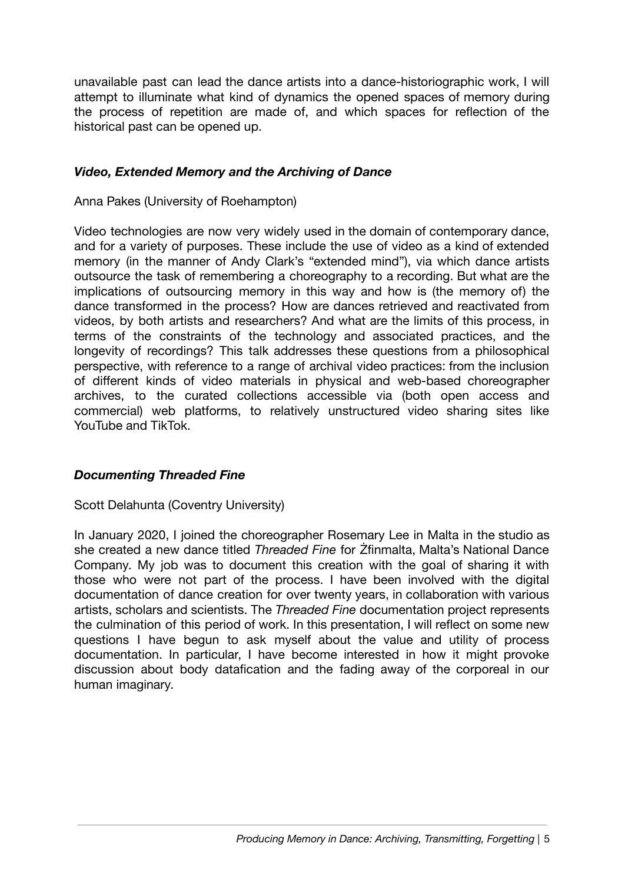unavailable past can lead the dance artists into a dance-historiographic work, I will attempt to illuminate what kind of dynamics the opened spaces of memory during the process of repetition are made of, and which spaces for reflection of the historical past can be opened up.

### *Video, Extended Memory and the Archiving of Dance*

Anna Pakes (University of Roehampton)

Video technologies are now very widely used in the domain of contemporary dance, and for a variety of purposes. These include the use of video as a kind of extended memory (in the manner of Andy Clark's "extended mind"), via which dance artists outsource the task of remembering a choreography to a recording. But what are the implications of outsourcing memory in this way and how is (the memory of) the dance transformed in the process? How are dances retrieved and reactivated from videos, by both artists and researchers? And what are the limits of this process, in terms of the constraints of the technology and associated practices, and the longevity of recordings? This talk addresses these questions from a philosophical perspective, with reference to a range of archival video practices: from the inclusion of different kinds of video materials in physical and web-based choreographer archives, to the curated collections accessible via (both open access and commercial) web platforms, to relatively unstructured video sharing sites like YouTube and TikTok.

### *Documenting Threaded Fine*

Scott Delahunta (Coventry University)

In January 2020, I joined the choreographer Rosemary Lee in Malta in the studio as she created a new dance titled *Threaded Fine* for Żfinmalta, Malta's National Dance Company. My job was to document this creation with the goal of sharing it with those who were not part of the process. I have been involved with the digital documentation of dance creation for over twenty years, in collaboration with various artists, scholars and scientists. The *Threaded Fine* documentation project represents the culmination of this period of work. In this presentation, I will reflect on some new questions I have begun to ask myself about the value and utility of process documentation. In particular, I have become interested in how it might provoke discussion about body datafication and the fading away of the corporeal in our human imaginary.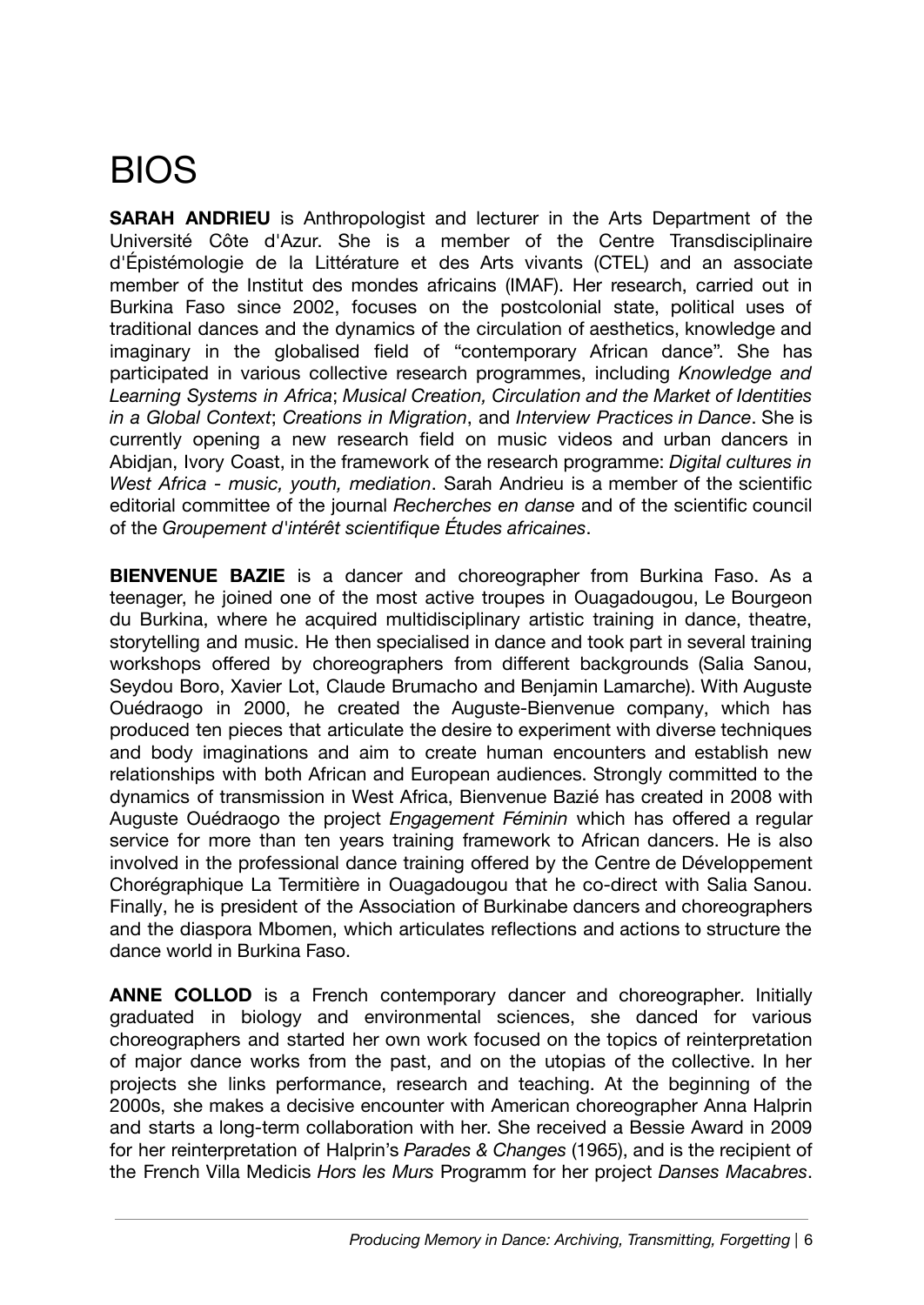# BIOS

**SARAH ANDRIEU** is Anthropologist and lecturer in the Arts Department of the Université Côte d'Azur. She is a member of the Centre Transdisciplinaire d'Épistémologie de la Littérature et des Arts vivants (CTEL) and an associate member of the Institut des mondes africains (IMAF). Her research, carried out in Burkina Faso since 2002, focuses on the postcolonial state, political uses of traditional dances and the dynamics of the circulation of aesthetics, knowledge and imaginary in the globalised field of "contemporary African dance". She has participated in various collective research programmes, including *Knowledge and Learning Systems in Africa*; *Musical Creation, Circulation and the Market of Identities in a Global Context*; *Creations in Migration*, and *Interview Practices in Dance*. She is currently opening a new research field on music videos and urban dancers in Abidjan, Ivory Coast, in the framework of the research programme: *Digital cultures in West Africa - music, youth, mediation*. Sarah Andrieu is a member of the scientific editorial committee of the journal *Recherches en danse* and of the scientific council of the *Groupement d'intérêt scientifique Études africaines*.

**BIENVENUE BAZIE** is a dancer and choreographer from Burkina Faso. As a teenager, he joined one of the most active troupes in Ouagadougou, Le Bourgeon du Burkina, where he acquired multidisciplinary artistic training in dance, theatre, storytelling and music. He then specialised in dance and took part in several training workshops offered by choreographers from different backgrounds (Salia Sanou, Seydou Boro, Xavier Lot, Claude Brumacho and Benjamin Lamarche). With Auguste Ouédraogo in 2000, he created the Auguste-Bienvenue company, which has produced ten pieces that articulate the desire to experiment with diverse techniques and body imaginations and aim to create human encounters and establish new relationships with both African and European audiences. Strongly committed to the dynamics of transmission in West Africa, Bienvenue Bazié has created in 2008 with Auguste Ouédraogo the project *Engagement Féminin* which has offered a regular service for more than ten years training framework to African dancers. He is also involved in the professional dance training offered by the Centre de Développement Chorégraphique La Termitière in Ouagadougou that he co-direct with Salia Sanou. Finally, he is president of the Association of Burkinabe dancers and choreographers and the diaspora Mbomen, which articulates reflections and actions to structure the dance world in Burkina Faso.

**ANNE COLLOD** is a French contemporary dancer and choreographer. Initially graduated in biology and environmental sciences, she danced for various choreographers and started her own work focused on the topics of reinterpretation of major dance works from the past, and on the utopias of the collective. In her projects she links performance, research and teaching. At the beginning of the 2000s, she makes a decisive encounter with American choreographer Anna Halprin and starts a long-term collaboration with her. She received a Bessie Award in 2009 for her reinterpretation of Halprin's *Parades & Changes* (1965), and is the recipient of the French Villa Medicis *Hors les Murs* Programm for her project *Danses Macabres*.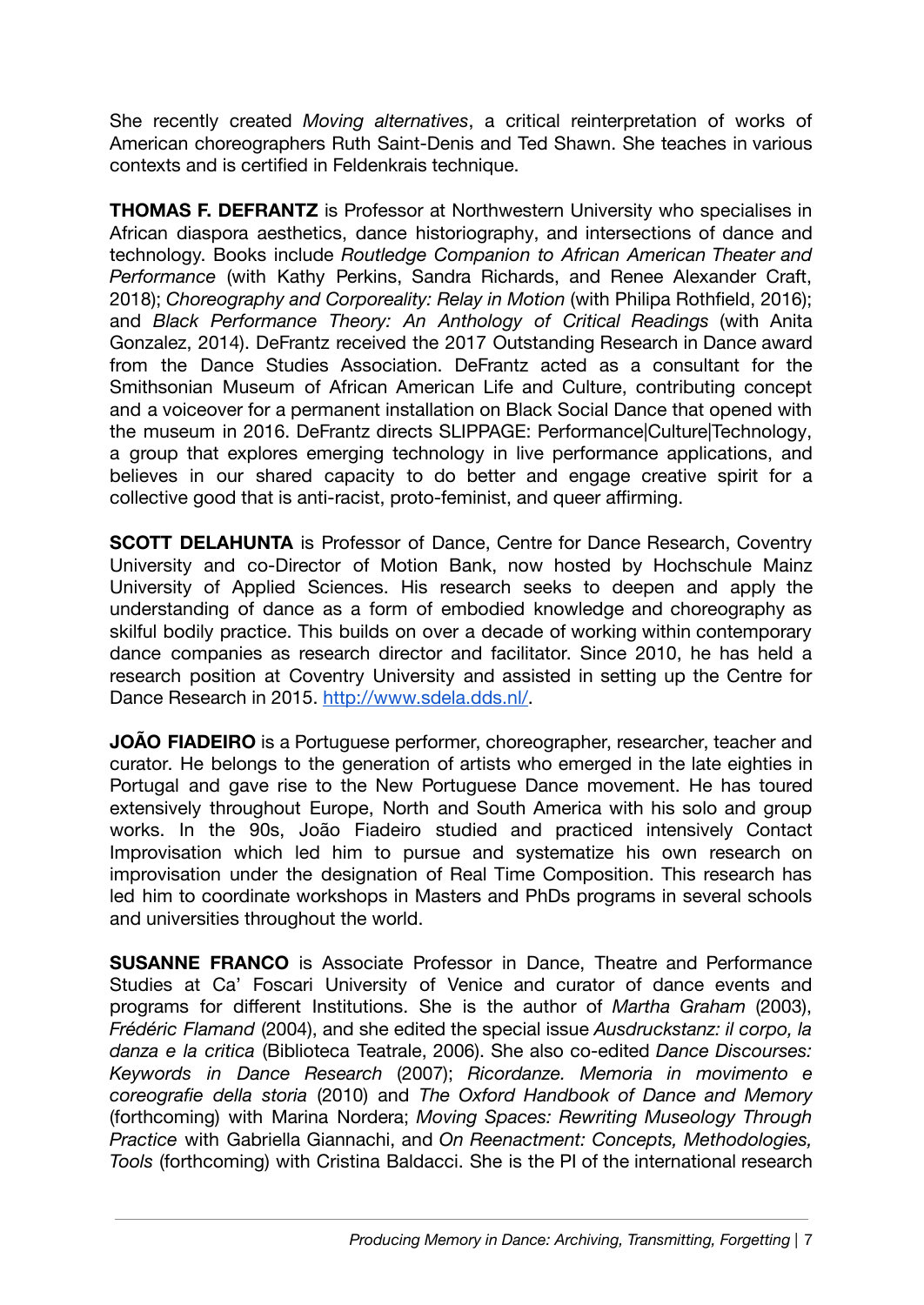She recently created *Moving alternatives*, a critical reinterpretation of works of American choreographers Ruth Saint-Denis and Ted Shawn. She teaches in various contexts and is certified in Feldenkrais technique.

**THOMAS F. DEFRANTZ** is Professor at Northwestern University who specialises in African diaspora aesthetics, dance historiography, and intersections of dance and technology. Books include *Routledge Companion to African American Theater and Performance* (with Kathy Perkins, Sandra Richards, and Renee Alexander Craft, 2018); *Choreography and Corporeality: Relay in Motion* (with Philipa Rothfield, 2016); and *Black Performance Theory: An Anthology of Critical Readings* (with Anita Gonzalez, 2014). DeFrantz received the 2017 Outstanding Research in Dance award from the Dance Studies Association. DeFrantz acted as a consultant for the Smithsonian Museum of African American Life and Culture, contributing concept and a voiceover for a permanent installation on Black Social Dance that opened with the museum in 2016. DeFrantz directs SLIPPAGE: Performance|Culture|Technology, a group that explores emerging technology in live performance applications, and believes in our shared capacity to do better and engage creative spirit for a collective good that is anti-racist, proto-feminist, and queer affirming.

**SCOTT DELAHUNTA** is Professor of Dance, Centre for Dance Research, Coventry University and co-Director of Motion Bank, now hosted by Hochschule Mainz University of Applied Sciences. His research seeks to deepen and apply the understanding of dance as a form of embodied knowledge and choreography as skilful bodily practice. This builds on over a decade of working within contemporary dance companies as research director and facilitator. Since 2010, he has held a research position at Coventry University and assisted in setting up the Centre for Dance Research in 2015. [http://www.sdela.dds.nl/](http://www.sdela.dds.nl/).

**JOÃO FIADEIRO** is a Portuguese performer, choreographer, researcher, teacher and curator. He belongs to the generation of artists who emerged in the late eighties in Portugal and gave rise to the New Portuguese Dance movement. He has toured extensively throughout Europe, North and South America with his solo and group works. In the 90s, João Fiadeiro studied and practiced intensively Contact Improvisation which led him to pursue and systematize his own research on improvisation under the designation of Real Time Composition. This research has led him to coordinate workshops in Masters and PhDs programs in several schools and universities throughout the world.

**SUSANNE FRANCO** is Associate Professor in Dance, Theatre and Performance Studies at Ca' Foscari University of Venice and curator of dance events and programs for different Institutions. She is the author of *Martha Graham* (2003), *Frédéric Flamand* (2004), and she edited the special issue *Ausdruckstanz: il corpo, la danza e la critica* (Biblioteca Teatrale, 2006). She also co-edited *Dance Discourses: Keywords in Dance Research* (2007); *Ricordanze. Memoria in movimento e coreografie della storia* (2010) and *The Oxford Handbook of Dance and Memory* (forthcoming) with Marina Nordera; *Moving Spaces: Rewriting Museology Through Practice* with Gabriella Giannachi, and *On Reenactment: Concepts, Methodologies, Tools* (forthcoming) with Cristina Baldacci. She is the PI of the international research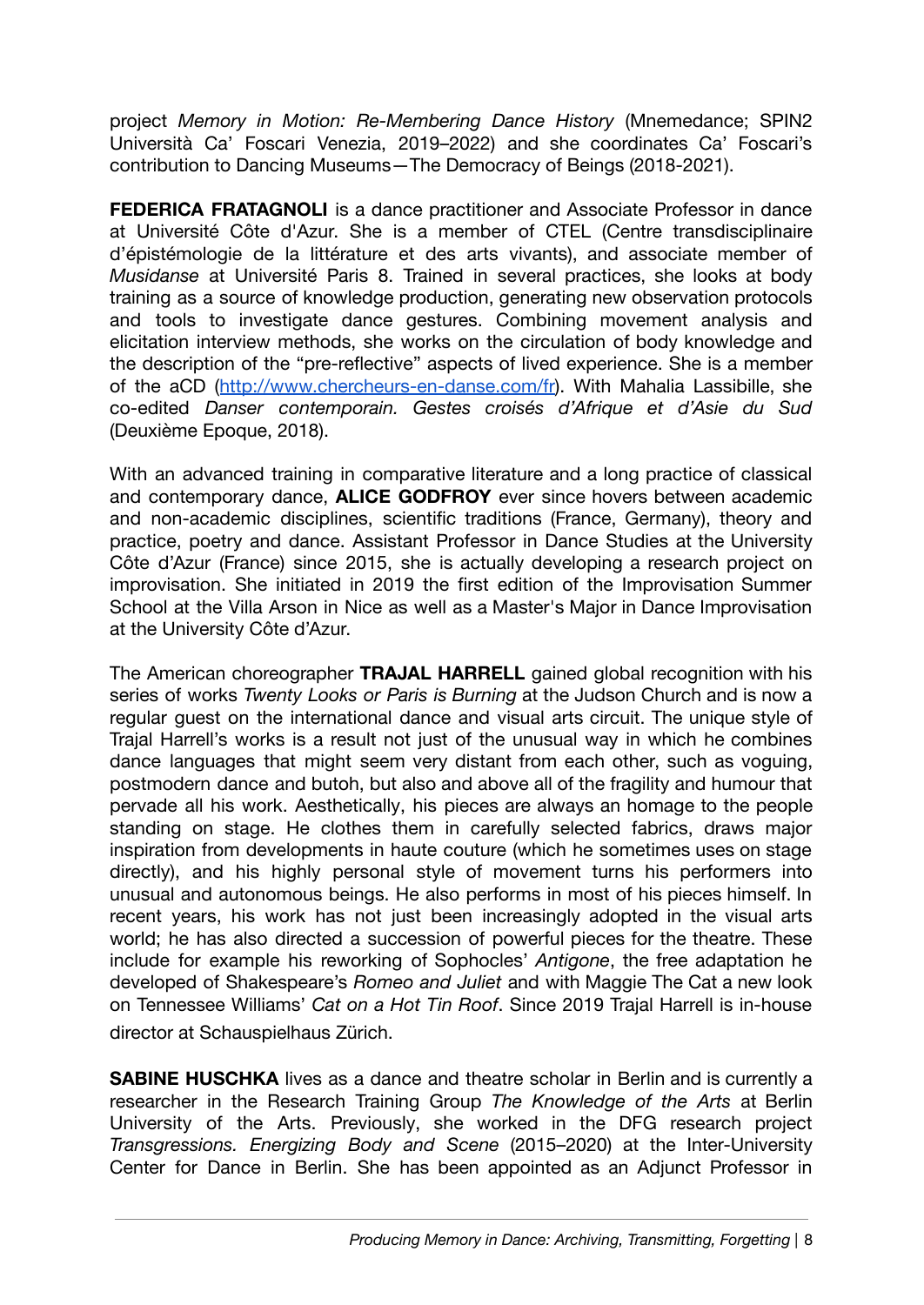project *Memory in Motion: Re-Membering Dance History* (Mnemedance; SPIN2 Università Ca' Foscari Venezia, 2019–2022) and she coordinates Ca' Foscari's contribution to Dancing Museums—The Democracy of Beings (2018-2021).

**FEDERICA FRATAGNOLI** is a dance practitioner and Associate Professor in dance at Université Côte d'Azur. She is a member of CTEL (Centre transdisciplinaire d'épistémologie de la littérature et des arts vivants), and associate member of *Musidanse* at Université Paris 8. Trained in several practices, she looks at body training as a source of knowledge production, generating new observation protocols and tools to investigate dance gestures. Combining movement analysis and elicitation interview methods, she works on the circulation of body knowledge and the description of the "pre-reflective" aspects of lived experience. She is a member of the aCD (http://www.chercheurs-en-danse.com/fr). With Mahalia Lassibille, she co-edited *Danser contemporain. Gestes croisés d'Afrique et d'Asie du Sud* (Deuxième Epoque, 2018).

With an advanced training in comparative literature and a long practice of classical and contemporary dance, **ALICE GODFROY** ever since hovers between academic and non-academic disciplines, scientific traditions (France, Germany), theory and practice, poetry and dance. Assistant Professor in Dance Studies at the University Côte d'Azur (France) since 2015, she is actually developing a research project on improvisation. She initiated in 2019 the first edition of the Improvisation Summer School at the Villa Arson in Nice as well as a Master's Major in Dance Improvisation at the University Côte d'Azur.

The American choreographer **TRAJAL HARRELL** gained global recognition with his series of works *Twenty Looks or Paris is Burning* at the Judson Church and is now a regular guest on the international dance and visual arts circuit. The unique style of Trajal Harrell's works is a result not just of the unusual way in which he combines dance languages that might seem very distant from each other, such as voguing, postmodern dance and butoh, but also and above all of the fragility and humour that pervade all his work. Aesthetically, his pieces are always an homage to the people standing on stage. He clothes them in carefully selected fabrics, draws major inspiration from developments in haute couture (which he sometimes uses on stage directly), and his highly personal style of movement turns his performers into unusual and autonomous beings. He also performs in most of his pieces himself. In recent years, his work has not just been increasingly adopted in the visual arts world; he has also directed a succession of powerful pieces for the theatre. These include for example his reworking of Sophocles' *Antigone*, the free adaptation he developed of Shakespeare's *Romeo and Juliet* and with Maggie The Cat a new look on Tennessee Williams' *Cat on a Hot Tin Roof*. Since 2019 Trajal Harrell is in-house director at Schauspielhaus Zürich.

**SABINE HUSCHKA** lives as a dance and theatre scholar in Berlin and is currently a researcher in the Research Training Group *The Knowledge of the Arts* at Berlin University of the Arts. Previously, she worked in the DFG research project *Transgressions. Energizing Body and Scene* (2015–2020) at the Inter-University Center for Dance in Berlin. She has been appointed as an Adjunct Professor in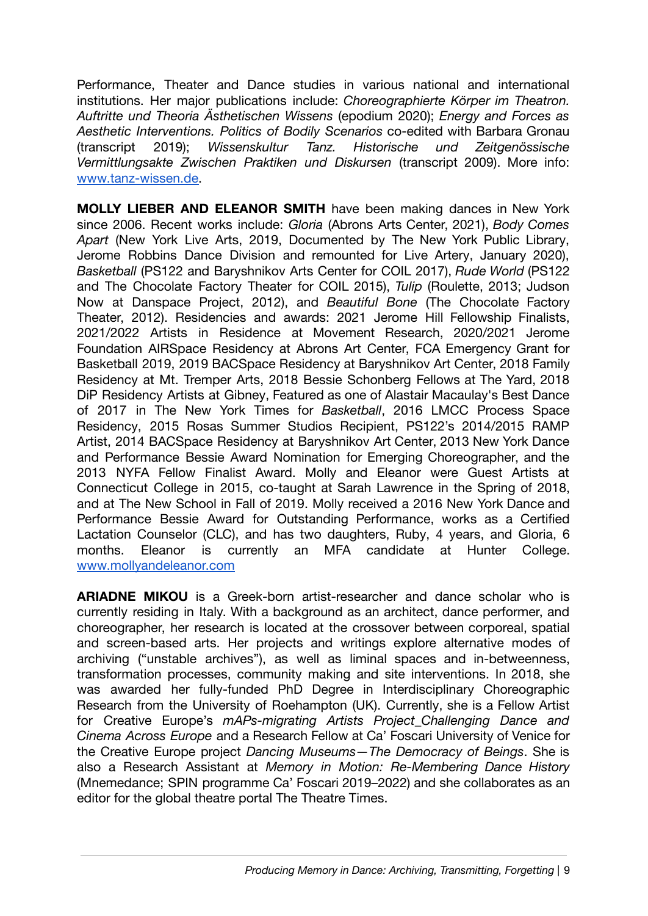Performance, Theater and Dance studies in various national and international institutions. Her major publications include: *Choreographierte Körper im Theatron. Auftritte und Theoria Ästhetischen Wissens* (epodium 2020); *Energy and Forces as Aesthetic Interventions. Politics of Bodily Scenarios* co-edited with Barbara Gronau (transcript 2019); *Wissenskultur Tanz. Historische und Zeitgenössische Vermittlungsakte Zwischen Praktiken und Diskursen* (transcript 2009). More info: [www.tanz-wissen.de](www.tanz-wissen.de).

**MOLLY LIEBER AND ELEANOR SMITH** have been making dances in New York since 2006. Recent works include: *Gloria* (Abrons Arts Center, 2021), *Body Comes Apart* (New York Live Arts, 2019, Documented by The New York Public Library, Jerome Robbins Dance Division and remounted for Live Artery, January 2020), *Basketball* (PS122 and Baryshnikov Arts Center for COIL 2017), *Rude World* (PS122 and The Chocolate Factory Theater for COIL 2015), *Tulip* (Roulette, 2013; Judson Now at Danspace Project, 2012), and *Beautiful Bone* (The Chocolate Factory Theater, 2012). Residencies and awards: 2021 Jerome Hill Fellowship Finalists, 2021/2022 Artists in Residence at Movement Research, 2020/2021 Jerome Foundation AIRSpace Residency at Abrons Art Center, FCA Emergency Grant for Basketball 2019, 2019 BACSpace Residency at Baryshnikov Art Center, 2018 Family Residency at Mt. Tremper Arts, 2018 Bessie Schonberg Fellows at The Yard, 2018 DiP Residency Artists at Gibney, Featured as one of Alastair Macaulay's Best Dance of 2017 in The New York Times for *Basketball*, 2016 LMCC Process Space Residency, 2015 Rosas Summer Studios Recipient, PS122's 2014/2015 RAMP Artist, 2014 BACSpace Residency at Baryshnikov Art Center, 2013 New York Dance and Performance Bessie Award Nomination for Emerging Choreographer, and the 2013 NYFA Fellow Finalist Award. Molly and Eleanor were Guest Artists at Connecticut College in 2015, co-taught at Sarah Lawrence in the Spring of 2018, and at The New School in Fall of 2019. Molly received a 2016 New York Dance and Performance Bessie Award for Outstanding Performance, works as a Certified Lactation Counselor (CLC), and has two daughters, Ruby, 4 years, and Gloria, 6 months. Eleanor is currently an MFA candidate at Hunter College. [www.mollyandeleanor.com](www.mollyandeleanor.com)

**ARIADNE MIKOU** is a Greek-born artist-researcher and dance scholar who is currently residing in Italy. With a background as an architect, dance performer, and choreographer, her research is located at the crossover between corporeal, spatial and screen-based arts. Her projects and writings explore alternative modes of archiving ("unstable archives"), as well as liminal spaces and in-betweenness, transformation processes, community making and site interventions. In 2018, she was awarded her fully-funded PhD Degree in Interdisciplinary Choreographic Research from the University of Roehampton (UK). Currently, she is a Fellow Artist for Creative Europe's *mAPs-migrating Artists Project_Challenging Dance and Cinema Across Europe* and a Research Fellow at Ca' Foscari University of Venice for the Creative Europe project *Dancing Museums—The Democracy of Beings*. She is also a Research Assistant at *Memory in Motion: Re-Membering Dance History* (Mnemedance; SPIN programme Ca' Foscari 2019–2022) and she collaborates as an editor for the global theatre portal The Theatre Times.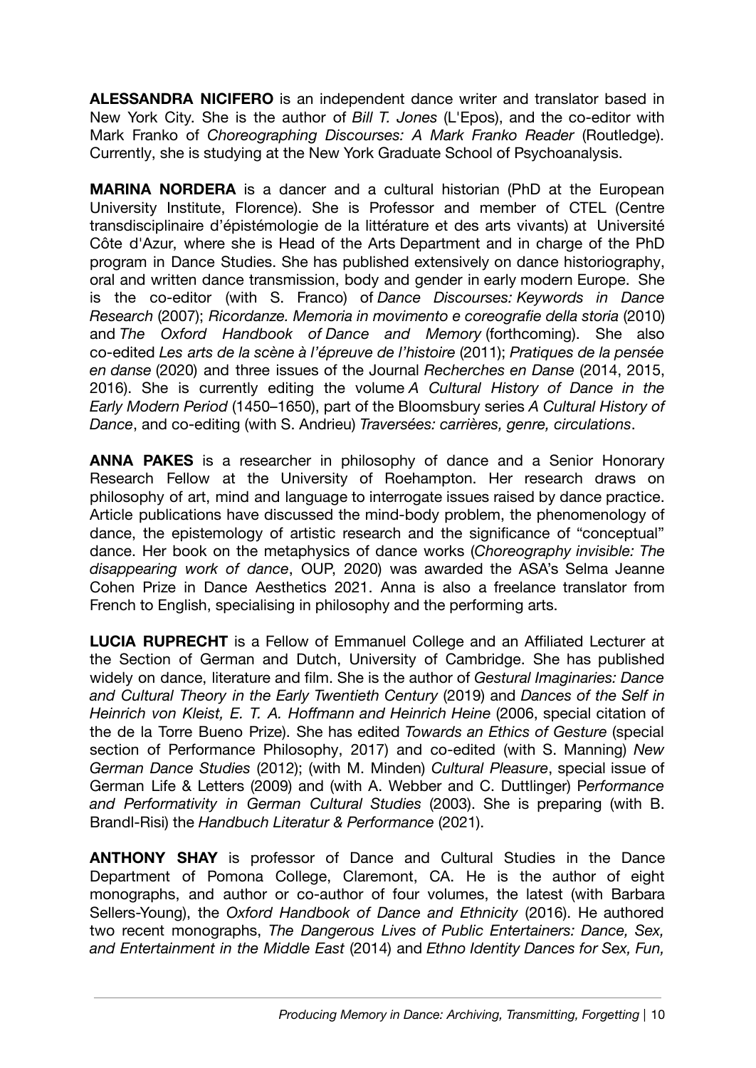**ALESSANDRA NICIFERO** is an independent dance writer and translator based in New York City. She is the author of *Bill T. Jones* (L'Epos), and the co-editor with Mark Franko of *Choreographing Discourses: A Mark Franko Reader* (Routledge). Currently, she is studying at the New York Graduate School of Psychoanalysis.

**MARINA NORDERA** is a dancer and a cultural historian (PhD at the European University Institute, Florence). She is Professor and member of CTEL (Centre transdisciplinaire d'épistémologie de la littérature et des arts vivants) at Université Côte d'Azur, where she is Head of the Arts Department and in charge of the PhD program in Dance Studies. She has published extensively on dance historiography, oral and written dance transmission, body and gender in early modern Europe. She is the co-editor (with S. Franco) of *Dance Discourses: Keywords in Dance Research* (2007); *Ricordanze. Memoria in movimento e coreografie della storia* (2010) and *The Oxford Handbook of Dance and Memory* (forthcoming). She also co-edited *Les arts de la scène à l'épreuve de l'histoire* (2011); *Pratiques de la pensée en danse* (2020) and three issues of the Journal *Recherches en Danse* (2014, 2015, 2016). She is currently editing the volume *A Cultural History of Dance in the Early Modern Period* (1450–1650), part of the Bloomsbury series *A Cultural History of Dance*, and co-editing (with S. Andrieu) *Traversées: carrières, genre, circulations*.

**ANNA PAKES** is a researcher in philosophy of dance and a Senior Honorary Research Fellow at the University of Roehampton. Her research draws on philosophy of art, mind and language to interrogate issues raised by dance practice. Article publications have discussed the mind-body problem, the phenomenology of dance, the epistemology of artistic research and the significance of "conceptual" dance. Her book on the metaphysics of dance works (*Choreography invisible: The disappearing work of dance*, OUP, 2020) was awarded the ASA's Selma Jeanne Cohen Prize in Dance Aesthetics 2021. Anna is also a freelance translator from French to English, specialising in philosophy and the performing arts.

**LUCIA RUPRECHT** is a Fellow of Emmanuel College and an Affiliated Lecturer at the Section of German and Dutch, University of Cambridge. She has published widely on dance, literature and film. She is the author of *Gestural Imaginaries: Dance and Cultural Theory in the Early Twentieth Century* (2019) and *Dances of the Self in Heinrich von Kleist, E. T. A. Hoffmann and Heinrich Heine* (2006, special citation of the de la Torre Bueno Prize). She has edited *Towards an Ethics of Gesture* (special section of Performance Philosophy, 2017) and co-edited (with S. Manning) *New German Dance Studies* (2012); (with M. Minden) *Cultural Pleasure*, special issue of German Life & Letters (2009) and (with A. Webber and C. Duttlinger) P*erformance and Performativity in German Cultural Studies* (2003). She is preparing (with B. Brandl-Risi) the *Handbuch Literatur & Performance* (2021).

**ANTHONY SHAY** is professor of Dance and Cultural Studies in the Dance Department of Pomona College, Claremont, CA. He is the author of eight monographs, and author or co-author of four volumes, the latest (with Barbara Sellers-Young), the *Oxford Handbook of Dance and Ethnicity* (2016). He authored two recent monographs, *The Dangerous Lives of Public Entertainers: Dance, Sex, and Entertainment in the Middle East* (2014) and *Ethno Identity Dances for Sex, Fun,*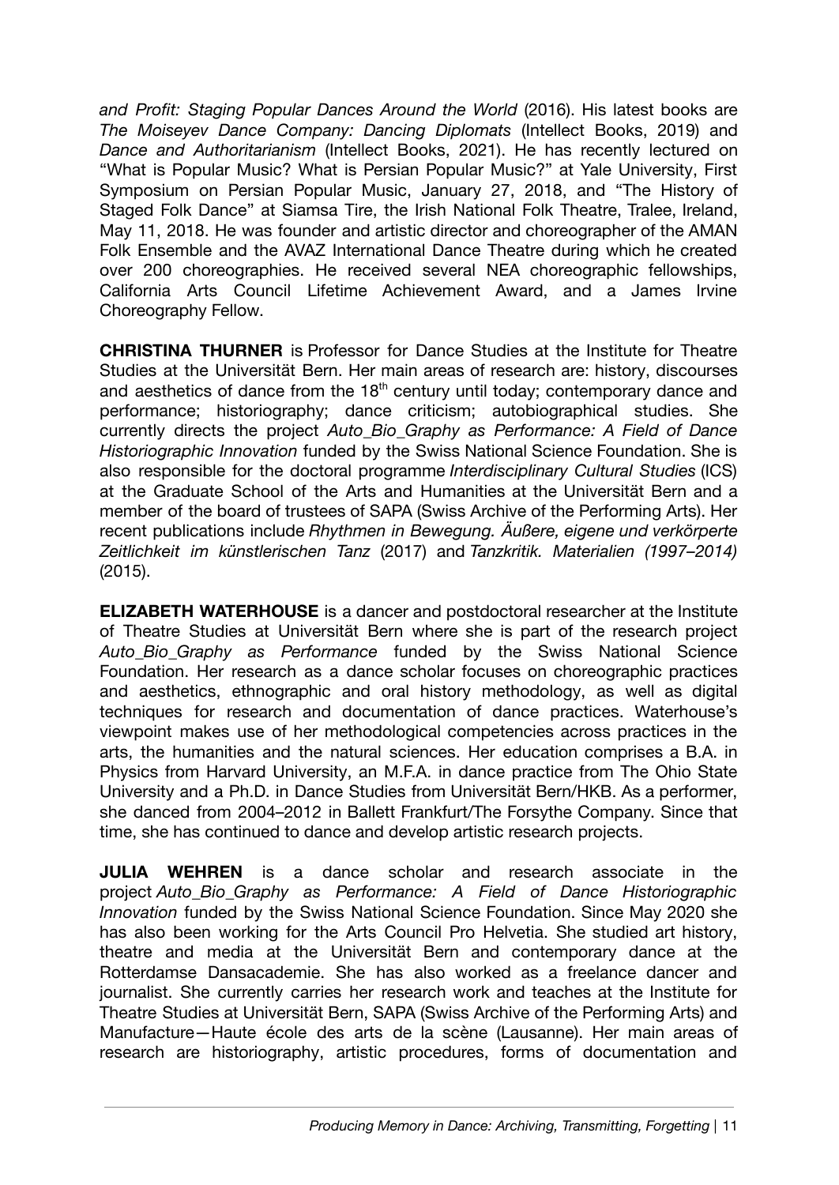*and Profit: Staging Popular Dances Around the World* (2016). His latest books are *The Moiseyev Dance Company: Dancing Diplomats* (Intellect Books, 2019) and *Dance and Authoritarianism* (Intellect Books, 2021). He has recently lectured on "What is Popular Music? What is Persian Popular Music?" at Yale University, First Symposium on Persian Popular Music, January 27, 2018, and "The History of Staged Folk Dance" at Siamsa Tire, the Irish National Folk Theatre, Tralee, Ireland, May 11, 2018. He was founder and artistic director and choreographer of the AMAN Folk Ensemble and the AVAZ International Dance Theatre during which he created over 200 choreographies. He received several NEA choreographic fellowships, California Arts Council Lifetime Achievement Award, and a James Irvine Choreography Fellow.

**CHRISTINA THURNER** is Professor for Dance Studies at the Institute for Theatre Studies at the Universität Bern. Her main areas of research are: history, discourses and aesthetics of dance from the 18th century until today; contemporary dance and performance; historiography; dance criticism; autobiographical studies. She currently directs the project *Auto_Bio_Graphy as Performance: A Field of Dance Historiographic Innovation* funded by the Swiss National Science Foundation. She is also responsible for the doctoral programme *Interdisciplinary Cultural Studies* (ICS) at the Graduate School of the Arts and Humanities at the Universität Bern and a member of the board of trustees of SAPA (Swiss Archive of the Performing Arts). Her recent publications include *Rhythmen in Bewegung. Äußere, eigene und verkörperte Zeitlichkeit im künstlerischen Tanz* (2017) and *Tanzkritik. Materialien (1997–2014)* (2015).

**ELIZABETH WATERHOUSE** is a dancer and postdoctoral researcher at the Institute of Theatre Studies at Universität Bern where she is part of the research project *Auto_Bio_Graphy as Performance* funded by the Swiss National Science Foundation. Her research as a dance scholar focuses on choreographic practices and aesthetics, ethnographic and oral history methodology, as well as digital techniques for research and documentation of dance practices. Waterhouse's viewpoint makes use of her methodological competencies across practices in the arts, the humanities and the natural sciences. Her education comprises a B.A. in Physics from Harvard University, an M.F.A. in dance practice from The Ohio State University and a Ph.D. in Dance Studies from Universität Bern/HKB. As a performer, she danced from 2004–2012 in Ballett Frankfurt/The Forsythe Company. Since that time, she has continued to dance and develop artistic research projects.

**JULIA WEHREN** is a dance scholar and research associate in the project *Auto_Bio_Graphy as Performance: A Field of Dance Historiographic Innovation* funded by the Swiss National Science Foundation. Since May 2020 she has also been working for the Arts Council Pro Helvetia. She studied art history, theatre and media at the Universität Bern and contemporary dance at the Rotterdamse Dansacademie. She has also worked as a freelance dancer and journalist. She currently carries her research work and teaches at the Institute for Theatre Studies at Universität Bern, SAPA (Swiss Archive of the Performing Arts) and Manufacture—Haute école des arts de la scène (Lausanne). Her main areas of research are historiography, artistic procedures, forms of documentation and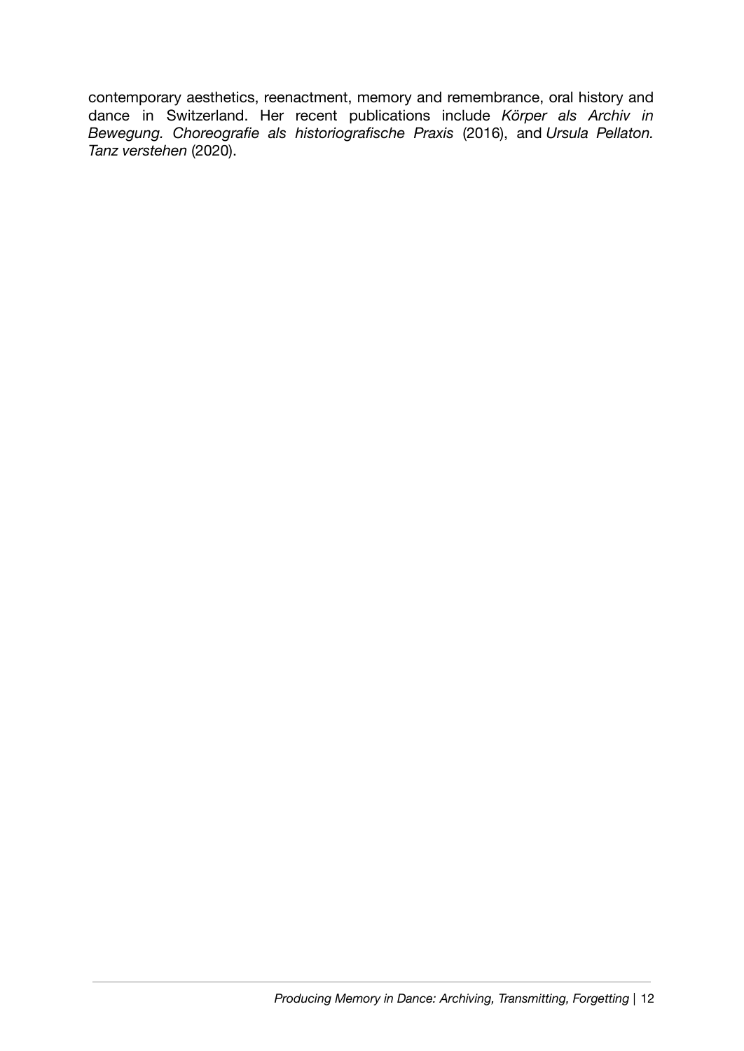contemporary aesthetics, reenactment, memory and remembrance, oral history and dance in Switzerland. Her recent publications include *Körper als Archiv in Bewegung. Choreografie als historiografische Praxis* (2016), and *Ursula Pellaton. Tanz verstehen* (2020).